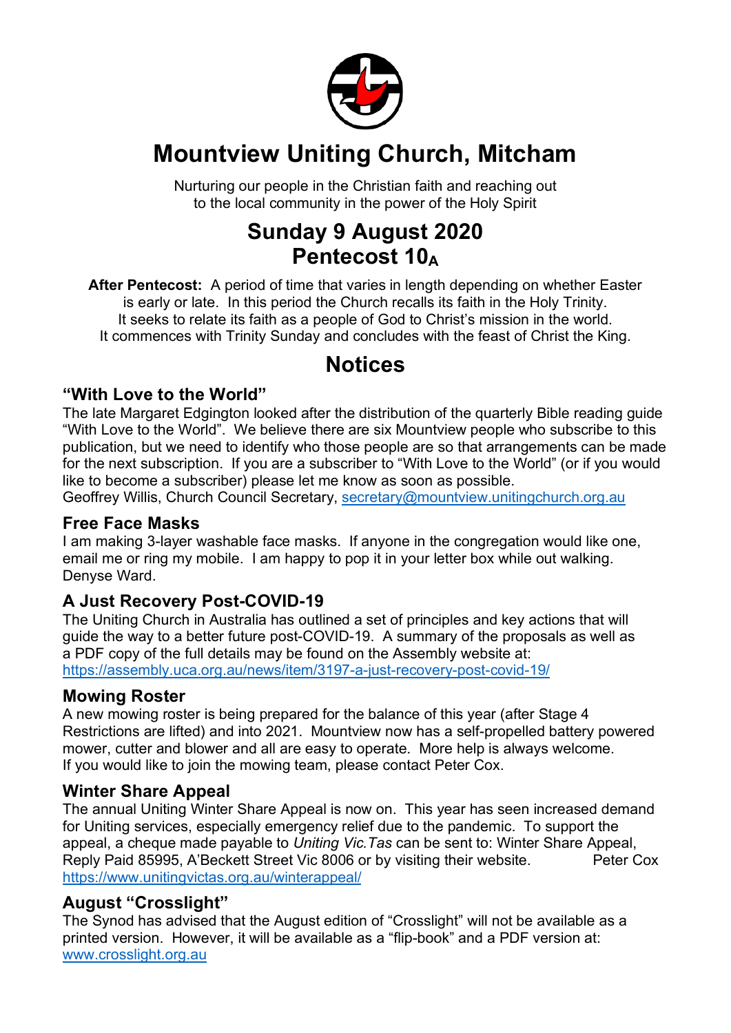// Mountview Uniting Church, Mitcham

Nurturing our people in the Christian faith and reaching out to the local community in the power of the Holy Spirit

## Sunday 9 August 2020
## Pentecost $10_A$

**After Pentecost:** A period of time that varies in length depending on whether Easter is early or late. In this period the Church recalls its faith in the Holy Trinity. It seeks to relate its faith as a people of God to Christ's mission in the world. It commences with Trinity Sunday and concludes with the feast of Christ the King.

## Notices

### "With Love to the World"

The late Margaret Edgington looked after the distribution of the quarterly Bible reading guide "With Love to the World". We believe there are six Mountview people who subscribe to this publication, but we need to identify who those people are so that arrangements can be made for the next subscription. If you are a subscriber to "With Love to the World" (or if you would like to become a subscriber) please let me know as soon as possible.
Geoffrey Willis, Church Council Secretary, secretary@mountview.unitingchurch.org.au

### Free Face Masks

I am making 3-layer washable face masks. If anyone in the congregation would like one, email me or ring my mobile. I am happy to pop it in your letter box while out walking.
Denyse Ward.

### A Just Recovery Post-COVID-19

The Uniting Church in Australia has outlined a set of principles and key actions that will guide the way to a better future post-COVID-19. A summary of the proposals as well as a PDF copy of the full details may be found on the Assembly website at:
https://assembly.uca.org.au/news/item/3197-a-just-recovery-post-covid-19/

### Mowing Roster

A new mowing roster is being prepared for the balance of this year (after Stage 4 Restrictions are lifted) and into 2021. Mountview now has a self-propelled battery powered mower, cutter and blower and all are easy to operate. More help is always welcome.
If you would like to join the mowing team, please contact Peter Cox.

### Winter Share Appeal

The annual Uniting Winter Share Appeal is now on. This year has seen increased demand for Uniting services, especially emergency relief due to the pandemic. To support the appeal, a cheque made payable to *Uniting Vic.Tas* can be sent to: Winter Share Appeal, Reply Paid 85995, A'Beckett Street Vic 8006 or by visiting their website. Peter Cox
https://www.unitingvictas.org.au/winterappeal/

### August "Crosslight"

The Synod has advised that the August edition of "Crosslight" will not be available as a printed version. However, it will be available as a "flip-book" and a PDF version at:
www.crosslight.org.au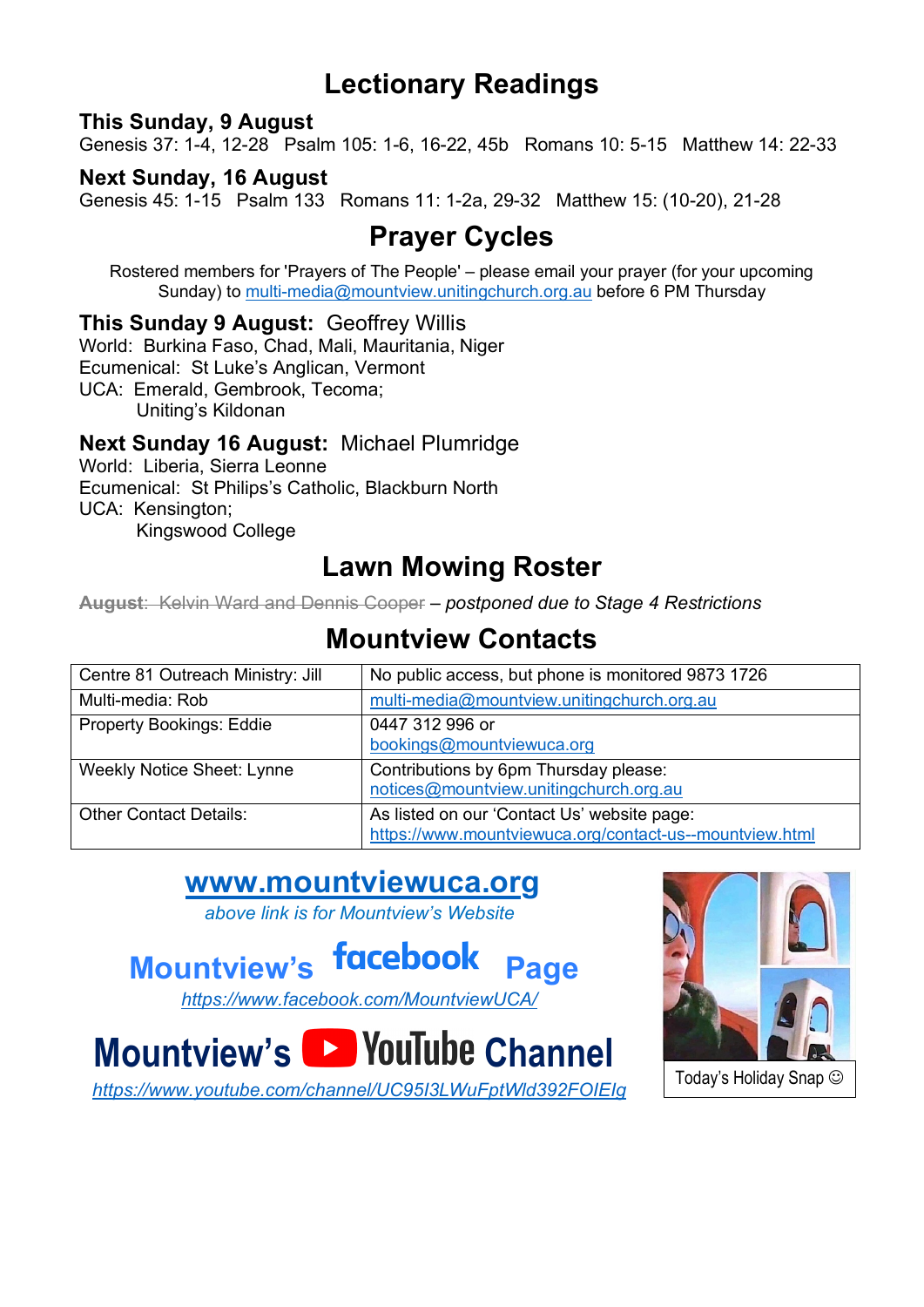# Lectionary Readings

**This Sunday, 9 August**
Genesis 37: 1-4, 12-28   Psalm 105: 1-6, 16-22, 45b   Romans 10: 5-15   Matthew 14: 22-33

**Next Sunday, 16 August**
Genesis 45: 1-15   Psalm 133   Romans 11: 1-2a, 29-32   Matthew 15: (10-20), 21-28

# Prayer Cycles

Rostered members for 'Prayers of The People' – please email your prayer (for your upcoming Sunday) to multi-media@mountview.unitingchurch.org.au before 6 PM Thursday

**This Sunday 9 August:** Geoffrey Willis
World: Burkina Faso, Chad, Mali, Mauritania, Niger
Ecumenical: St Luke's Anglican, Vermont
UCA: Emerald, Gembrook, Tecoma;
Uniting's Kildonan

**Next Sunday 16 August:** Michael Plumridge
World: Liberia, Sierra Leonne
Ecumenical: St Philips's Catholic, Blackburn North
UCA: Kensington;
Kingswood College

# Lawn Mowing Roster

~~**August**: Kelvin Ward and Dennis Cooper~~ – *postponed due to Stage 4 Restrictions*

# Mountview Contacts

| | |
|---|---|
| Centre 81 Outreach Ministry: Jill | No public access, but phone is monitored 9873 1726 |
| Multi-media: Rob | multi-media@mountview.unitingchurch.org.au |
| Property Bookings: Eddie | 0447 312 996 or bookings@mountviewuca.org |
| Weekly Notice Sheet: Lynne | Contributions by 6pm Thursday please: notices@mountview.unitingchurch.org.au |
| Other Contact Details: | As listed on our 'Contact Us' website page: https://www.mountviewuca.org/contact-us--mountview.html |

**www.mountviewuca.org**
*above link is for Mountview's Website*

**Mountview's facebook Page**
*https://www.facebook.com/MountviewUCA/*

**Mountview's YouTube Channel**
*https://www.youtube.com/channel/UC95I3LWuFptWld392FOIEIg*

Today's Holiday Snap ☺